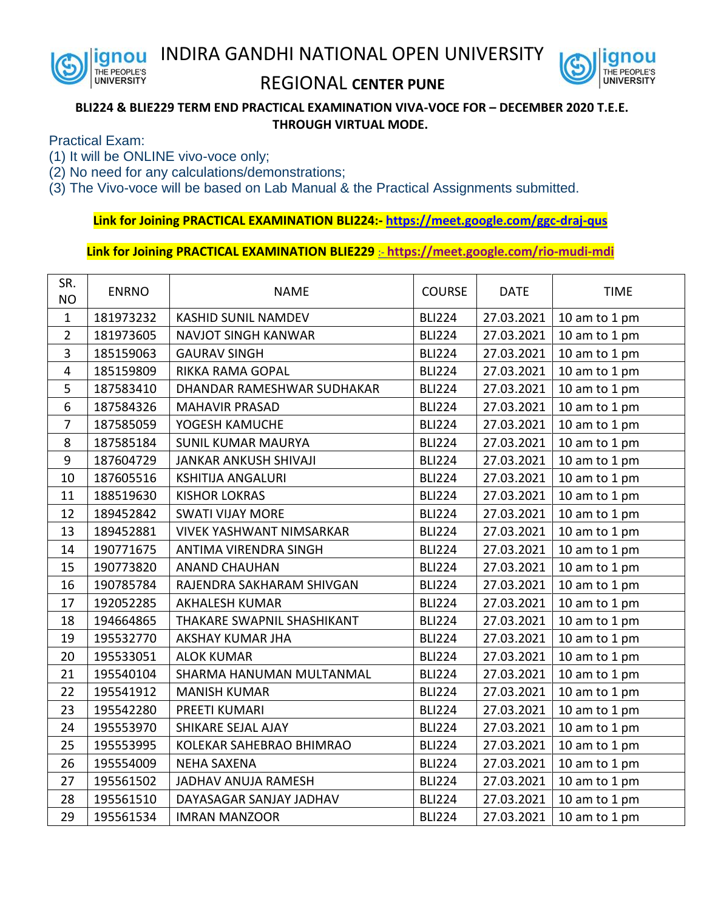# INDIRA GANDHI NATIONAL OPEN UNIVERSITY

## REGIONAL CENTER PUNE

**BLI224 & BLIE229 TERM END PRACTICAL EXAMINATION VIVA-VOCE FOR – DECEMBER 2020 T.E.E. THROUGH VIRTUAL MODE.**

Practical Exam:
(1) It will be ONLINE vivo-voce only;
(2) No need for any calculations/demonstrations;
(3) The Vivo-voce will be based on Lab Manual & the Practical Assignments submitted.

**Link for Joining PRACTICAL EXAMINATION BLI224:- https://meet.google.com/ggc-draj-qus**

**Link for Joining PRACTICAL EXAMINATION BLIE229 :- https://meet.google.com/rio-mudi-mdi**

| SR. NO | ENRNO | NAME | COURSE | DATE | TIME |
|---|---|---|---|---|---|
| 1 | 181973232 | KASHID SUNIL NAMDEV | BLI224 | 27.03.2021 | 10 am to 1 pm |
| 2 | 181973605 | NAVJOT SINGH KANWAR | BLI224 | 27.03.2021 | 10 am to 1 pm |
| 3 | 185159063 | GAURAV SINGH | BLI224 | 27.03.2021 | 10 am to 1 pm |
| 4 | 185159809 | RIKKA RAMA GOPAL | BLI224 | 27.03.2021 | 10 am to 1 pm |
| 5 | 187583410 | DHANDAR RAMESHWAR SUDHAKAR | BLI224 | 27.03.2021 | 10 am to 1 pm |
| 6 | 187584326 | MAHAVIR PRASAD | BLI224 | 27.03.2021 | 10 am to 1 pm |
| 7 | 187585059 | YOGESH KAMUCHE | BLI224 | 27.03.2021 | 10 am to 1 pm |
| 8 | 187585184 | SUNIL KUMAR MAURYA | BLI224 | 27.03.2021 | 10 am to 1 pm |
| 9 | 187604729 | JANKAR ANKUSH SHIVAJI | BLI224 | 27.03.2021 | 10 am to 1 pm |
| 10 | 187605516 | KSHITIJA ANGALURI | BLI224 | 27.03.2021 | 10 am to 1 pm |
| 11 | 188519630 | KISHOR LOKRAS | BLI224 | 27.03.2021 | 10 am to 1 pm |
| 12 | 189452842 | SWATI VIJAY MORE | BLI224 | 27.03.2021 | 10 am to 1 pm |
| 13 | 189452881 | VIVEK YASHWANT NIMSARKAR | BLI224 | 27.03.2021 | 10 am to 1 pm |
| 14 | 190771675 | ANTIMA VIRENDRA SINGH | BLI224 | 27.03.2021 | 10 am to 1 pm |
| 15 | 190773820 | ANAND CHAUHAN | BLI224 | 27.03.2021 | 10 am to 1 pm |
| 16 | 190785784 | RAJENDRA SAKHARAM SHIVGAN | BLI224 | 27.03.2021 | 10 am to 1 pm |
| 17 | 192052285 | AKHALESH KUMAR | BLI224 | 27.03.2021 | 10 am to 1 pm |
| 18 | 194664865 | THAKARE SWAPNIL SHASHIKANT | BLI224 | 27.03.2021 | 10 am to 1 pm |
| 19 | 195532770 | AKSHAY KUMAR JHA | BLI224 | 27.03.2021 | 10 am to 1 pm |
| 20 | 195533051 | ALOK KUMAR | BLI224 | 27.03.2021 | 10 am to 1 pm |
| 21 | 195540104 | SHARMA HANUMAN MULTANMAL | BLI224 | 27.03.2021 | 10 am to 1 pm |
| 22 | 195541912 | MANISH KUMAR | BLI224 | 27.03.2021 | 10 am to 1 pm |
| 23 | 195542280 | PREETI KUMARI | BLI224 | 27.03.2021 | 10 am to 1 pm |
| 24 | 195553970 | SHIKARE SEJAL AJAY | BLI224 | 27.03.2021 | 10 am to 1 pm |
| 25 | 195553995 | KOLEKAR SAHEBRAO BHIMRAO | BLI224 | 27.03.2021 | 10 am to 1 pm |
| 26 | 195554009 | NEHA SAXENA | BLI224 | 27.03.2021 | 10 am to 1 pm |
| 27 | 195561502 | JADHAV ANUJA RAMESH | BLI224 | 27.03.2021 | 10 am to 1 pm |
| 28 | 195561510 | DAYASAGAR SANJAY JADHAV | BLI224 | 27.03.2021 | 10 am to 1 pm |
| 29 | 195561534 | IMRAN MANZOOR | BLI224 | 27.03.2021 | 10 am to 1 pm |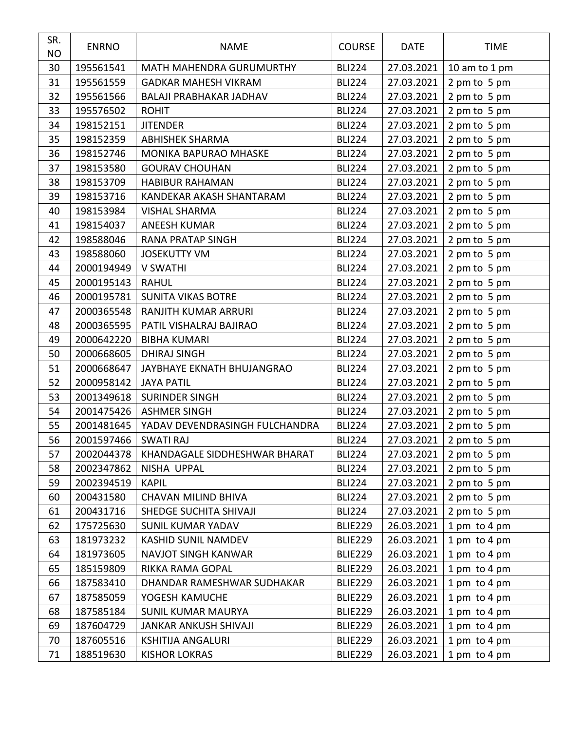| SR. NO | ENRNO | NAME | COURSE | DATE | TIME |
|---|---|---|---|---|---|
| 30 | 195561541 | MATH MAHENDRA GURUMURTHY | BLI224 | 27.03.2021 | 10 am to 1 pm |
| 31 | 195561559 | GADKAR MAHESH VIKRAM | BLI224 | 27.03.2021 | 2 pm to 5 pm |
| 32 | 195561566 | BALAJI PRABHAKAR JADHAV | BLI224 | 27.03.2021 | 2 pm to 5 pm |
| 33 | 195576502 | ROHIT | BLI224 | 27.03.2021 | 2 pm to 5 pm |
| 34 | 198152151 | JITENDER | BLI224 | 27.03.2021 | 2 pm to 5 pm |
| 35 | 198152359 | ABHISHEK SHARMA | BLI224 | 27.03.2021 | 2 pm to 5 pm |
| 36 | 198152746 | MONIKA BAPURAO MHASKE | BLI224 | 27.03.2021 | 2 pm to 5 pm |
| 37 | 198153580 | GOURAV CHOUHAN | BLI224 | 27.03.2021 | 2 pm to 5 pm |
| 38 | 198153709 | HABIBUR RAHAMAN | BLI224 | 27.03.2021 | 2 pm to 5 pm |
| 39 | 198153716 | KANDEKAR AKASH SHANTARAM | BLI224 | 27.03.2021 | 2 pm to 5 pm |
| 40 | 198153984 | VISHAL SHARMA | BLI224 | 27.03.2021 | 2 pm to 5 pm |
| 41 | 198154037 | ANEESH KUMAR | BLI224 | 27.03.2021 | 2 pm to 5 pm |
| 42 | 198588046 | RANA PRATAP SINGH | BLI224 | 27.03.2021 | 2 pm to 5 pm |
| 43 | 198588060 | JOSEKUTTY VM | BLI224 | 27.03.2021 | 2 pm to 5 pm |
| 44 | 2000194949 | V SWATHI | BLI224 | 27.03.2021 | 2 pm to 5 pm |
| 45 | 2000195143 | RAHUL | BLI224 | 27.03.2021 | 2 pm to 5 pm |
| 46 | 2000195781 | SUNITA VIKAS BOTRE | BLI224 | 27.03.2021 | 2 pm to 5 pm |
| 47 | 2000365548 | RANJITH KUMAR ARRURI | BLI224 | 27.03.2021 | 2 pm to 5 pm |
| 48 | 2000365595 | PATIL VISHALRAJ BAJIRAO | BLI224 | 27.03.2021 | 2 pm to 5 pm |
| 49 | 2000642220 | BIBHA KUMARI | BLI224 | 27.03.2021 | 2 pm to 5 pm |
| 50 | 2000668605 | DHIRAJ SINGH | BLI224 | 27.03.2021 | 2 pm to 5 pm |
| 51 | 2000668647 | JAYBHAYE EKNATH BHUJANGRAO | BLI224 | 27.03.2021 | 2 pm to 5 pm |
| 52 | 2000958142 | JAYA PATIL | BLI224 | 27.03.2021 | 2 pm to 5 pm |
| 53 | 2001349618 | SURINDER SINGH | BLI224 | 27.03.2021 | 2 pm to 5 pm |
| 54 | 2001475426 | ASHMER SINGH | BLI224 | 27.03.2021 | 2 pm to 5 pm |
| 55 | 2001481645 | YADAV DEVENDRASINGH FULCHANDRA | BLI224 | 27.03.2021 | 2 pm to 5 pm |
| 56 | 2001597466 | SWATI RAJ | BLI224 | 27.03.2021 | 2 pm to 5 pm |
| 57 | 2002044378 | KHANDAGALE SIDDHESHWAR BHARAT | BLI224 | 27.03.2021 | 2 pm to 5 pm |
| 58 | 2002347862 | NISHA UPPAL | BLI224 | 27.03.2021 | 2 pm to 5 pm |
| 59 | 2002394519 | KAPIL | BLI224 | 27.03.2021 | 2 pm to 5 pm |
| 60 | 200431580 | CHAVAN MILIND BHIVA | BLI224 | 27.03.2021 | 2 pm to 5 pm |
| 61 | 200431716 | SHEDGE SUCHITA SHIVAJI | BLI224 | 27.03.2021 | 2 pm to 5 pm |
| 62 | 175725630 | SUNIL KUMAR YADAV | BLIE229 | 26.03.2021 | 1 pm to 4 pm |
| 63 | 181973232 | KASHID SUNIL NAMDEV | BLIE229 | 26.03.2021 | 1 pm to 4 pm |
| 64 | 181973605 | NAVJOT SINGH KANWAR | BLIE229 | 26.03.2021 | 1 pm to 4 pm |
| 65 | 185159809 | RIKKA RAMA GOPAL | BLIE229 | 26.03.2021 | 1 pm to 4 pm |
| 66 | 187583410 | DHANDAR RAMESHWAR SUDHAKAR | BLIE229 | 26.03.2021 | 1 pm to 4 pm |
| 67 | 187585059 | YOGESH KAMUCHE | BLIE229 | 26.03.2021 | 1 pm to 4 pm |
| 68 | 187585184 | SUNIL KUMAR MAURYA | BLIE229 | 26.03.2021 | 1 pm to 4 pm |
| 69 | 187604729 | JANKAR ANKUSH SHIVAJI | BLIE229 | 26.03.2021 | 1 pm to 4 pm |
| 70 | 187605516 | KSHITIJA ANGALURI | BLIE229 | 26.03.2021 | 1 pm to 4 pm |
| 71 | 188519630 | KISHOR LOKRAS | BLIE229 | 26.03.2021 | 1 pm to 4 pm |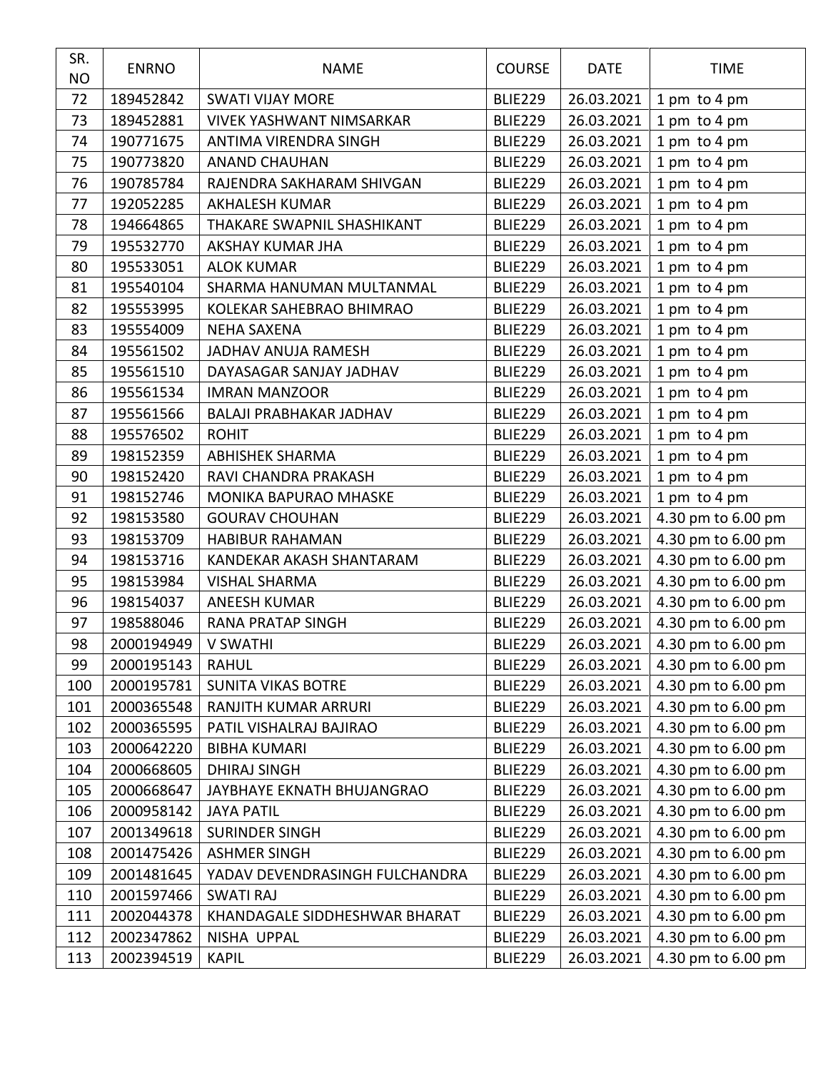| SR. NO | ENRNO | NAME | COURSE | DATE | TIME |
|---|---|---|---|---|---|
| 72 | 189452842 | SWATI VIJAY MORE | BLIE229 | 26.03.2021 | 1 pm to 4 pm |
| 73 | 189452881 | VIVEK YASHWANT NIMSARKAR | BLIE229 | 26.03.2021 | 1 pm to 4 pm |
| 74 | 190771675 | ANTIMA VIRENDRA SINGH | BLIE229 | 26.03.2021 | 1 pm to 4 pm |
| 75 | 190773820 | ANAND CHAUHAN | BLIE229 | 26.03.2021 | 1 pm to 4 pm |
| 76 | 190785784 | RAJENDRA SAKHARAM SHIVGAN | BLIE229 | 26.03.2021 | 1 pm to 4 pm |
| 77 | 192052285 | AKHALESH KUMAR | BLIE229 | 26.03.2021 | 1 pm to 4 pm |
| 78 | 194664865 | THAKARE SWAPNIL SHASHIKANT | BLIE229 | 26.03.2021 | 1 pm to 4 pm |
| 79 | 195532770 | AKSHAY KUMAR JHA | BLIE229 | 26.03.2021 | 1 pm to 4 pm |
| 80 | 195533051 | ALOK KUMAR | BLIE229 | 26.03.2021 | 1 pm to 4 pm |
| 81 | 195540104 | SHARMA HANUMAN MULTANMAL | BLIE229 | 26.03.2021 | 1 pm to 4 pm |
| 82 | 195553995 | KOLEKAR SAHEBRAO BHIMRAO | BLIE229 | 26.03.2021 | 1 pm to 4 pm |
| 83 | 195554009 | NEHA SAXENA | BLIE229 | 26.03.2021 | 1 pm to 4 pm |
| 84 | 195561502 | JADHAV ANUJA RAMESH | BLIE229 | 26.03.2021 | 1 pm to 4 pm |
| 85 | 195561510 | DAYASAGAR SANJAY JADHAV | BLIE229 | 26.03.2021 | 1 pm to 4 pm |
| 86 | 195561534 | IMRAN MANZOOR | BLIE229 | 26.03.2021 | 1 pm to 4 pm |
| 87 | 195561566 | BALAJI PRABHAKAR JADHAV | BLIE229 | 26.03.2021 | 1 pm to 4 pm |
| 88 | 195576502 | ROHIT | BLIE229 | 26.03.2021 | 1 pm to 4 pm |
| 89 | 198152359 | ABHISHEK SHARMA | BLIE229 | 26.03.2021 | 1 pm to 4 pm |
| 90 | 198152420 | RAVI CHANDRA PRAKASH | BLIE229 | 26.03.2021 | 1 pm to 4 pm |
| 91 | 198152746 | MONIKA BAPURAO MHASKE | BLIE229 | 26.03.2021 | 1 pm to 4 pm |
| 92 | 198153580 | GOURAV CHOUHAN | BLIE229 | 26.03.2021 | 4.30 pm to 6.00 pm |
| 93 | 198153709 | HABIBUR RAHAMAN | BLIE229 | 26.03.2021 | 4.30 pm to 6.00 pm |
| 94 | 198153716 | KANDEKAR AKASH SHANTARAM | BLIE229 | 26.03.2021 | 4.30 pm to 6.00 pm |
| 95 | 198153984 | VISHAL SHARMA | BLIE229 | 26.03.2021 | 4.30 pm to 6.00 pm |
| 96 | 198154037 | ANEESH KUMAR | BLIE229 | 26.03.2021 | 4.30 pm to 6.00 pm |
| 97 | 198588046 | RANA PRATAP SINGH | BLIE229 | 26.03.2021 | 4.30 pm to 6.00 pm |
| 98 | 2000194949 | V SWATHI | BLIE229 | 26.03.2021 | 4.30 pm to 6.00 pm |
| 99 | 2000195143 | RAHUL | BLIE229 | 26.03.2021 | 4.30 pm to 6.00 pm |
| 100 | 2000195781 | SUNITA VIKAS BOTRE | BLIE229 | 26.03.2021 | 4.30 pm to 6.00 pm |
| 101 | 2000365548 | RANJITH KUMAR ARRURI | BLIE229 | 26.03.2021 | 4.30 pm to 6.00 pm |
| 102 | 2000365595 | PATIL VISHALRAJ BAJIRAO | BLIE229 | 26.03.2021 | 4.30 pm to 6.00 pm |
| 103 | 2000642220 | BIBHA KUMARI | BLIE229 | 26.03.2021 | 4.30 pm to 6.00 pm |
| 104 | 2000668605 | DHIRAJ SINGH | BLIE229 | 26.03.2021 | 4.30 pm to 6.00 pm |
| 105 | 2000668647 | JAYBHAYE EKNATH BHUJANGRAO | BLIE229 | 26.03.2021 | 4.30 pm to 6.00 pm |
| 106 | 2000958142 | JAYA PATIL | BLIE229 | 26.03.2021 | 4.30 pm to 6.00 pm |
| 107 | 2001349618 | SURINDER SINGH | BLIE229 | 26.03.2021 | 4.30 pm to 6.00 pm |
| 108 | 2001475426 | ASHMER SINGH | BLIE229 | 26.03.2021 | 4.30 pm to 6.00 pm |
| 109 | 2001481645 | YADAV DEVENDRASINGH FULCHANDRA | BLIE229 | 26.03.2021 | 4.30 pm to 6.00 pm |
| 110 | 2001597466 | SWATI RAJ | BLIE229 | 26.03.2021 | 4.30 pm to 6.00 pm |
| 111 | 2002044378 | KHANDAGALE SIDDHESHWAR BHARAT | BLIE229 | 26.03.2021 | 4.30 pm to 6.00 pm |
| 112 | 2002347862 | NISHA UPPAL | BLIE229 | 26.03.2021 | 4.30 pm to 6.00 pm |
| 113 | 2002394519 | KAPIL | BLIE229 | 26.03.2021 | 4.30 pm to 6.00 pm |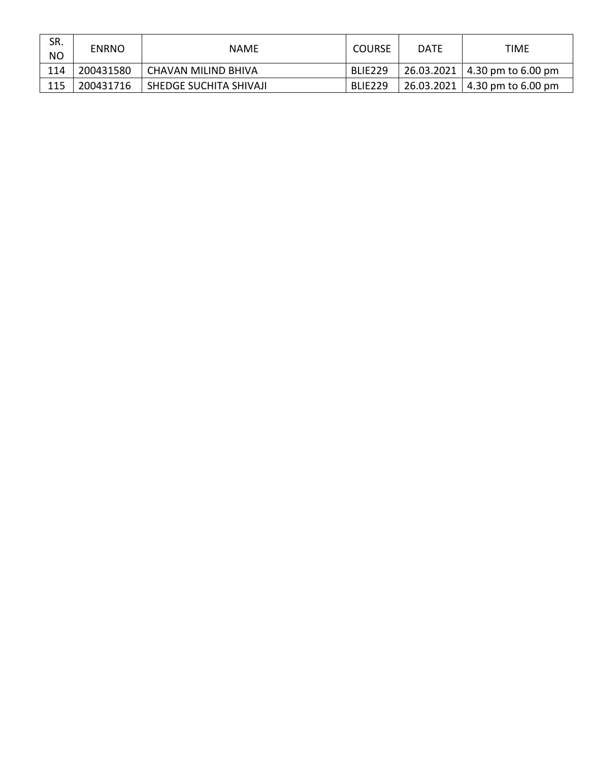| SR. NO | ENRNO | NAME | COURSE | DATE | TIME |
|---|---|---|---|---|---|
| 114 | 200431580 | CHAVAN MILIND BHIVA | BLIE229 | 26.03.2021 | 4.30 pm to 6.00 pm |
| 115 | 200431716 | SHEDGE SUCHITA SHIVAJI | BLIE229 | 26.03.2021 | 4.30 pm to 6.00 pm |